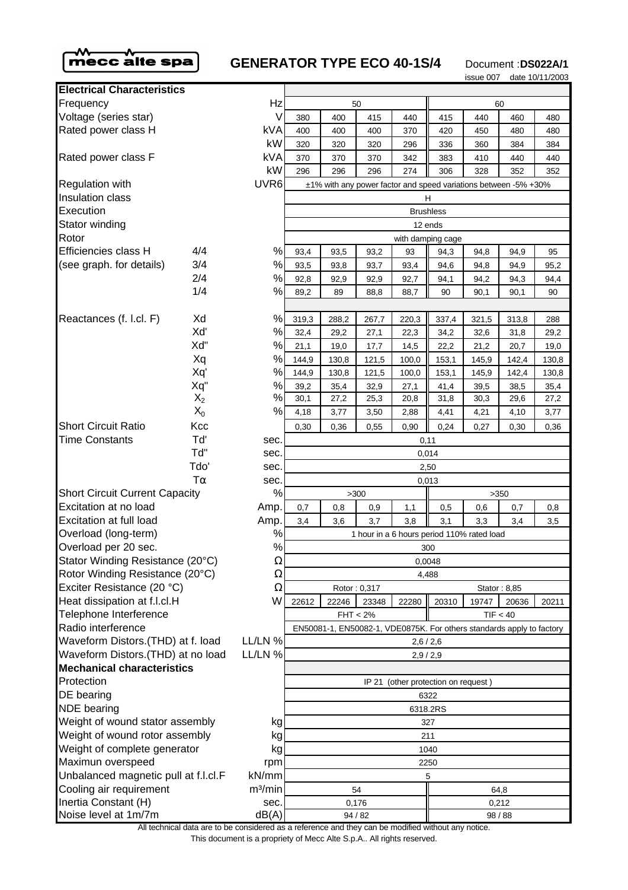mecc alte spa

# GENERATOR TYPE ECO 40-1S/4

Document :**DS022A/1**

issue 007 date 10/11/2003

| **Electrical Characteristics** | | | | | | | | | | |
|---|---|---|---|---|---|---|---|---|---|---|
| Frequency | | Hz | 50 | | | | 60 | | | |
| Voltage (series star) | | V | 380 | 400 | 415 | 440 | 415 | 440 | 460 | 480 |
| Rated power class H | | kVA | 400 | 400 | 400 | 370 | 420 | 450 | 480 | 480 |
| | | kW | 320 | 320 | 320 | 296 | 336 | 360 | 384 | 384 |
| Rated power class F | | kVA | 370 | 370 | 370 | 342 | 383 | 410 | 440 | 440 |
| | | kW | 296 | 296 | 296 | 274 | 306 | 328 | 352 | 352 |
| Regulation with | | UVR6 | ±1% with any power factor and speed variations between -5% +30% | | | | | | | |
| Insulation class | | | H | | | | | | | |
| Execution | | | Brushless | | | | | | | |
| Stator winding | | | 12 ends | | | | | | | |
| Rotor | | | with damping cage | | | | | | | |
| Efficiencies class H | 4/4 | % | 93,4 | 93,5 | 93,2 | 93 | 94,3 | 94,8 | 94,9 | 95 |
| (see graph. for details) | 3/4 | % | 93,5 | 93,8 | 93,7 | 93,4 | 94,6 | 94,8 | 94,9 | 95,2 |
| | 2/4 | % | 92,8 | 92,9 | 92,9 | 92,7 | 94,1 | 94,2 | 94,3 | 94,4 |
| | 1/4 | % | 89,2 | 89 | 88,8 | 88,7 | 90 | 90,1 | 90,1 | 90 |
| Reactances (f. l.cl. F) | Xd | % | 319,3 | 288,2 | 267,7 | 220,3 | 337,4 | 321,5 | 313,8 | 288 |
| | Xd' | % | 32,4 | 29,2 | 27,1 | 22,3 | 34,2 | 32,6 | 31,8 | 29,2 |
| | Xd" | % | 21,1 | 19,0 | 17,7 | 14,5 | 22,2 | 21,2 | 20,7 | 19,0 |
| | Xq | % | 144,9 | 130,8 | 121,5 | 100,0 | 153,1 | 145,9 | 142,4 | 130,8 |
| | Xq' | % | 144,9 | 130,8 | 121,5 | 100,0 | 153,1 | 145,9 | 142,4 | 130,8 |
| | Xq" | % | 39,2 | 35,4 | 32,9 | 27,1 | 41,4 | 39,5 | 38,5 | 35,4 |
| | $X_2$ | % | 30,1 | 27,2 | 25,3 | 20,8 | 31,8 | 30,3 | 29,6 | 27,2 |
| | $X_0$ | % | 4,18 | 3,77 | 3,50 | 2,88 | 4,41 | 4,21 | 4,10 | 3,77 |
| Short Circuit Ratio | Kcc | | 0,30 | 0,36 | 0,55 | 0,90 | 0,24 | 0,27 | 0,30 | 0,36 |
| Time Constants | Td' | sec. | 0,11 | | | | | | | |
| | Td" | sec. | 0,014 | | | | | | | |
| | Tdo' | sec. | 2,50 | | | | | | | |
| | Tα | sec. | 0,013 | | | | | | | |
| Short Circuit Current Capacity | | % | >300 | | | | >350 | | | |
| Excitation at no load | | Amp. | 0,7 | 0,8 | 0,9 | 1,1 | 0,5 | 0,6 | 0,7 | 0,8 |
| Excitation at full load | | Amp. | 3,4 | 3,6 | 3,7 | 3,8 | 3,1 | 3,3 | 3,4 | 3,5 |
| Overload (long-term) | | % | 1 hour in a 6 hours period 110% rated load | | | | | | | |
| Overload per 20 sec. | | % | 300 | | | | | | | |
| Stator Winding Resistance (20°C) | | Ω | 0,0048 | | | | | | | |
| Rotor Winding Resistance (20°C) | | Ω | 4,488 | | | | | | | |
| Exciter Resistance (20 °C) | | Ω | Rotor : 0,317 | | | | Stator : 8,85 | | | |
| Heat dissipation at f.l.cl.H | | W | 22612 | 22246 | 23348 | 22280 | 20310 | 19747 | 20636 | 20211 |
| Telephone Interference | | | FHT < 2% | | | | TIF < 40 | | | |
| Radio interference | | | EN50081-1, EN50082-1, VDE0875K. For others standards apply to factory | | | | | | | |
| Waveform Distors.(THD) at f. load | | LL/LN % | 2,6 / 2,6 | | | | | | | |
| Waveform Distors.(THD) at no load | | LL/LN % | 2,9 / 2,9 | | | | | | | |
| **Mechanical characteristics** | | | | | | | | | | |
| Protection | | | IP 21 (other protection on request ) | | | | | | | |
| DE bearing | | | 6322 | | | | | | | |
| NDE bearing | | | 6318.2RS | | | | | | | |
| Weight of wound stator assembly | | kg | 327 | | | | | | | |
| Weight of wound rotor assembly | | kg | 211 | | | | | | | |
| Weight of complete generator | | kg | 1040 | | | | | | | |
| Maximun overspeed | | rpm | 2250 | | | | | | | |
| Unbalanced magnetic pull at f.l.cl.F | | kN/mm | 5 | | | | | | | |
| Cooling air requirement | | m³/min | 54 | | | | 64,8 | | | |
| Inertia Constant (H) | | sec. | 0,176 | | | | 0,212 | | | |
| Noise level at 1m/7m | | dB(A) | 94 / 82 | | | | 98 / 88 | | | |

All technical data are to be considered as a reference and they can be modified without any notice.

This document is a propriety of Mecc Alte S.p.A.. All rights reserved.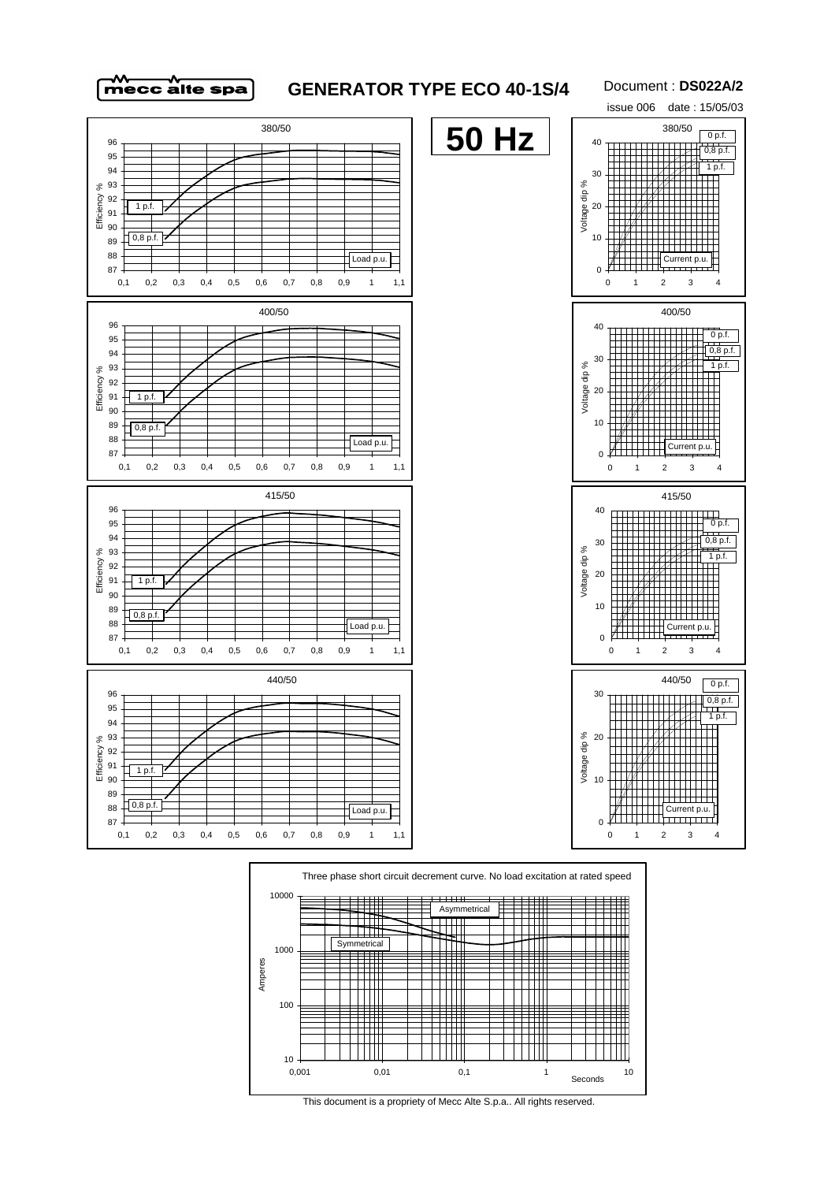# GENERATOR TYPE ECO 40-1S/4

Document : **DS022A/2**

issue 006 date : 15/05/03

**50 Hz**

380/50

Efficiency % — Load p.u. — 1 p.f. — 0,8 p.f.

380/50

Voltage dip % — Current p.u. — 0 p.f. — 0,8 p.f. — 1 p.f.

400/50

Efficiency % — Load p.u. — 1 p.f. — 0,8 p.f.

400/50

Voltage dip % — Current p.u. — 0 p.f. — 0,8 p.f. — 1 p.f.

415/50

Efficiency % — Load p.u. — 1 p.f. — 0,8 p.f.

415/50

Voltage dip % — Current p.u. — 0 p.f. — 0,8 p.f. — 1 p.f.

440/50

Efficiency % — Load p.u. — 1 p.f. — 0,8 p.f.

440/50

Voltage dip % — Current p.u. — 0 p.f. — 0,8 p.f. — 1 p.f.

Three phase short circuit decrement curve. No load excitation at rated speed

Amperes — Seconds — Asymmetrical — Symmetrical

This document is a propriety of Mecc Alte S.p.a.. All rights reserved.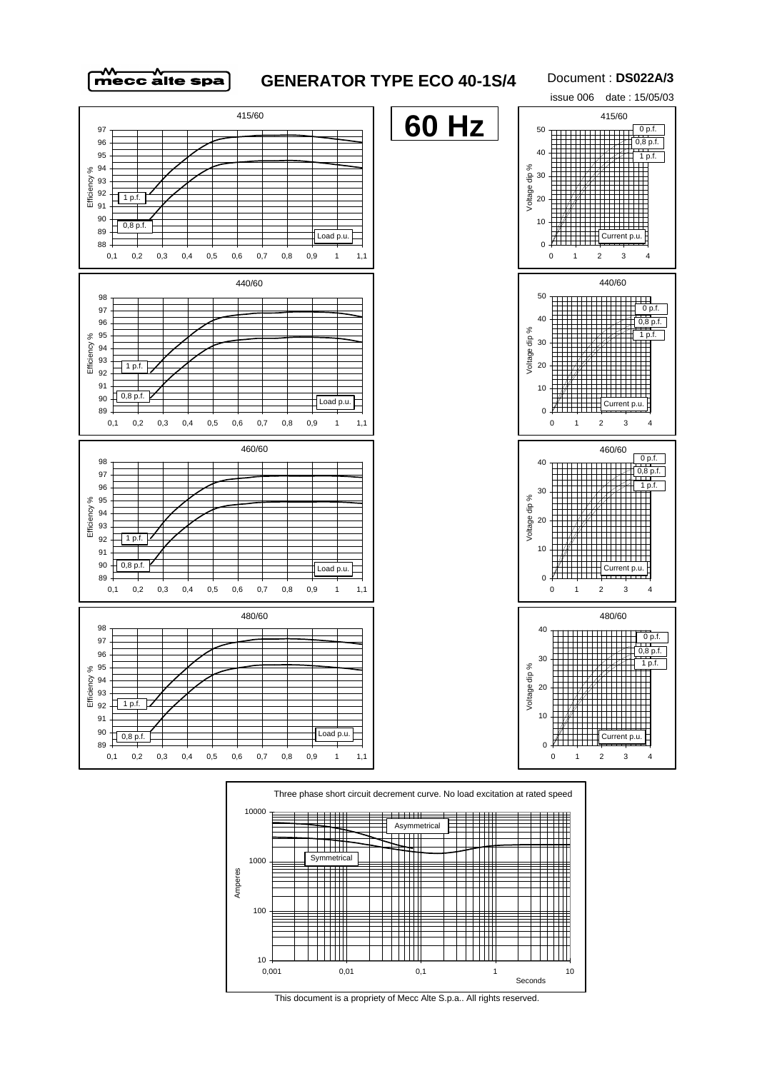# GENERATOR TYPE ECO 40-1S/4

Document : **DS022A/3**

issue 006 date : 15/05/03

**60 Hz**

415/60

Efficiency %

1 p.f.

0,8 p.f.

Load p.u.

415/60

Voltage dip %

0 p.f.

0,8 p.f.

1 p.f.

Current p.u.

440/60

Efficiency %

1 p.f.

0,8 p.f.

Load p.u.

440/60

Voltage dip %

0 p.f.

0,8 p.f.

1 p.f.

Current p.u.

460/60

Efficiency %

1 p.f.

0,8 p.f.

Load p.u.

460/60

Voltage dip %

0 p.f.

0,8 p.f.

1 p.f.

Current p.u.

480/60

Efficiency %

1 p.f.

0,8 p.f.

Load p.u.

480/60

Voltage dip %

0 p.f.

0,8 p.f.

1 p.f.

Current p.u.

Three phase short circuit decrement curve. No load excitation at rated speed

Asymmetrical

Symmetrical

Amperes

Seconds

This document is a propriety of Mecc Alte S.p.a.. All rights reserved.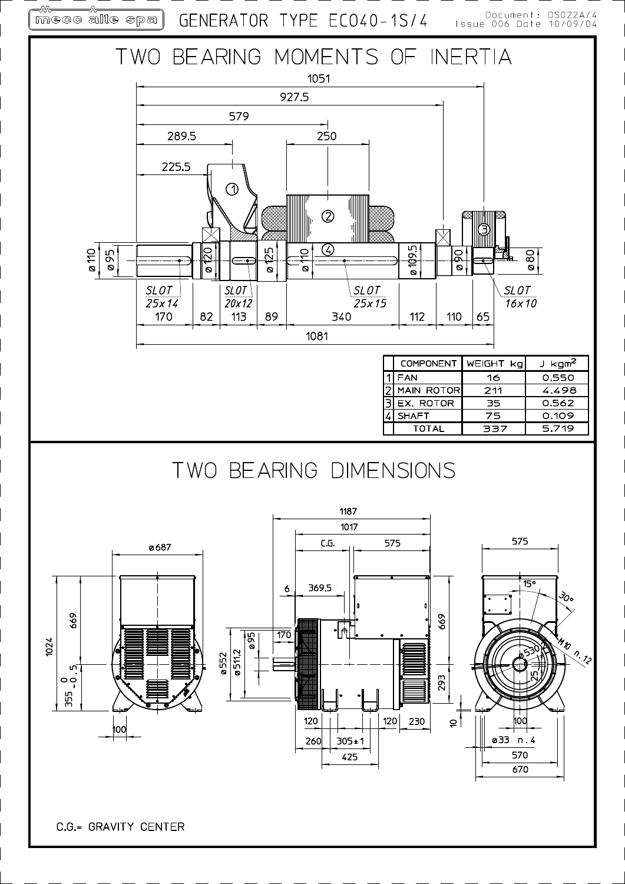# GENERATOR TYPE ECO40-1S/4

Document: DS022A/4
Issue 006 Date 10/09/04

## TWO BEARING MOMENTS OF INERTIA

| | COMPONENT | WEIGHT kg | J $kgm^2$ |
|---|---|---|---|
| 1 | FAN | 16 | 0.550 |
| 2 | MAIN ROTOR | 211 | 4.498 |
| 3 | EX. ROTOR | 35 | 0.562 |
| 4 | SHAFT | 75 | 0.109 |
| | TOTAL | 337 | 5.719 |

## TWO BEARING DIMENSIONS

C.G.= GRAVITY CENTER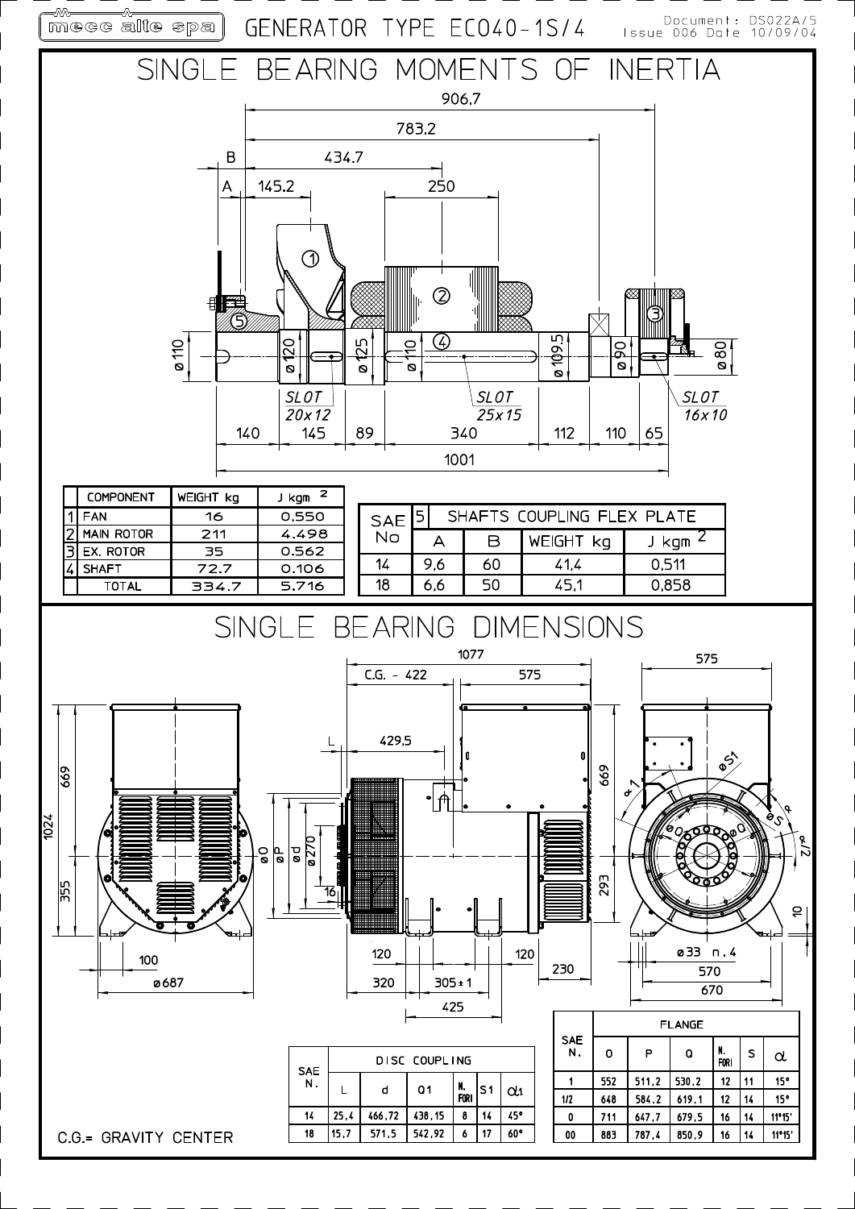mecc alte spa GENERATOR TYPE ECO40-1S/4

Document: DS022A/5
Issue 006 Date 10/09/04

# SINGLE BEARING MOMENTS OF INERTIA

906.7
783.2
B 434.7
A 145.2 250
ø110 ø120 ø125 ø110 ø109.5 ø90 ø80
SLOT 20x12
SLOT 25x15
SLOT 16x10
140 145 89 340 112 110 65
1001

| | COMPONENT | WEIGHT kg | J kgm² |
|---|---|---|---|
| 1 | FAN | 16 | 0,550 |
| 2 | MAIN ROTOR | 211 | 4.498 |
| 3 | EX. ROTOR | 35 | 0.562 |
| 4 | SHAFT | 72.7 | 0.106 |
| | TOTAL | 334.7 | 5.716 |

| SAE No | 5 SHAFTS COUPLING FLEX PLATE | | | |
|---|---|---|---|---|
| | A | B | WEIGHT kg | J kgm² |
| 14 | 9,6 | 60 | 41,4 | 0,511 |
| 18 | 6,6 | 50 | 45,1 | 0,858 |

# SINGLE BEARING DIMENSIONS

1077
C.G. - 422 575
575
L 429,5
669
1024
355
ø0 øP ød ø270
16
669
293
øS1 α1 øS α α/2 øQ øQ1
10
100
ø687
120 120
320 305±1
425
230
ø33 n.4
570
670

| SAE N. | DISC COUPLING | | | | | |
|---|---|---|---|---|---|---|
| | L | d | Q1 | N. FORI | S1 | α1 |
| 14 | 25,4 | 466,72 | 438,15 | 8 | 14 | 45° |
| 18 | 15,7 | 571,5 | 542,92 | 6 | 17 | 60° |

| SAE N. | FLANGE | | | | | |
|---|---|---|---|---|---|---|
| | O | P | Q | N. FORI | S | α |
| 1 | 552 | 511,2 | 530,2 | 12 | 11 | 15° |
| 1/2 | 648 | 584,2 | 619,1 | 12 | 14 | 15° |
| 0 | 711 | 647,7 | 679,5 | 16 | 14 | 11°15' |
| 00 | 883 | 787,4 | 850,9 | 16 | 14 | 11°15' |

C.G.= GRAVITY CENTER